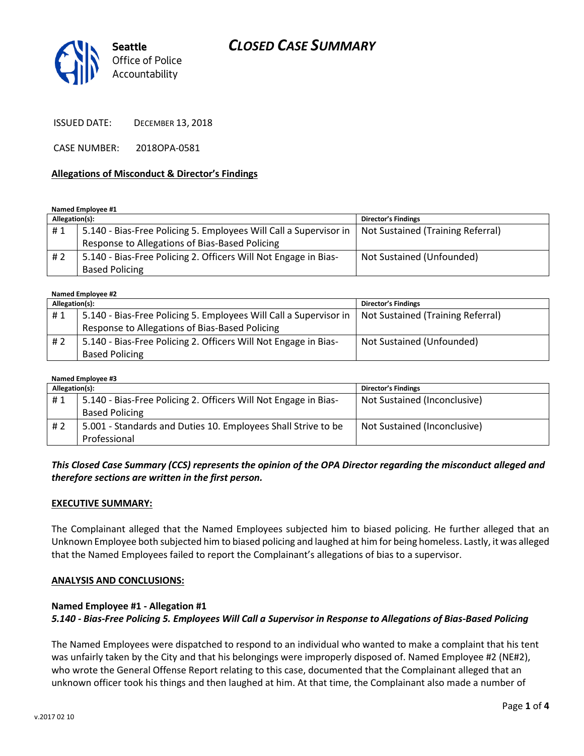Seattle Office of Police Accountability

# CLOSED CASE SUMMARY

ISSUED DATE: DECEMBER 13, 2018

CASE NUMBER: 2018OPA-0581

## Allegations of Misconduct & Director's Findings

**Named Employee #1**

| Allegation(s): | | Director's Findings |
|---|---|---|
| # 1 | 5.140 - Bias-Free Policing 5. Employees Will Call a Supervisor in Response to Allegations of Bias-Based Policing | Not Sustained (Training Referral) |
| # 2 | 5.140 - Bias-Free Policing 2. Officers Will Not Engage in Bias-Based Policing | Not Sustained (Unfounded) |

**Named Employee #2**

| Allegation(s): | | Director's Findings |
|---|---|---|
| # 1 | 5.140 - Bias-Free Policing 5. Employees Will Call a Supervisor in Response to Allegations of Bias-Based Policing | Not Sustained (Training Referral) |
| # 2 | 5.140 - Bias-Free Policing 2. Officers Will Not Engage in Bias-Based Policing | Not Sustained (Unfounded) |

**Named Employee #3**

| Allegation(s): | | Director's Findings |
|---|---|---|
| # 1 | 5.140 - Bias-Free Policing 2. Officers Will Not Engage in Bias-Based Policing | Not Sustained (Inconclusive) |
| # 2 | 5.001 - Standards and Duties 10. Employees Shall Strive to be Professional | Not Sustained (Inconclusive) |

***This Closed Case Summary (CCS) represents the opinion of the OPA Director regarding the misconduct alleged and therefore sections are written in the first person.***

**EXECUTIVE SUMMARY:**

The Complainant alleged that the Named Employees subjected him to biased policing. He further alleged that an Unknown Employee both subjected him to biased policing and laughed at him for being homeless. Lastly, it was alleged that the Named Employees failed to report the Complainant's allegations of bias to a supervisor.

**ANALYSIS AND CONCLUSIONS:**

**Named Employee #1 - Allegation #1**
***5.140 - Bias-Free Policing 5. Employees Will Call a Supervisor in Response to Allegations of Bias-Based Policing***

The Named Employees were dispatched to respond to an individual who wanted to make a complaint that his tent was unfairly taken by the City and that his belongings were improperly disposed of. Named Employee #2 (NE#2), who wrote the General Offense Report relating to this case, documented that the Complainant alleged that an unknown officer took his things and then laughed at him. At that time, the Complainant also made a number of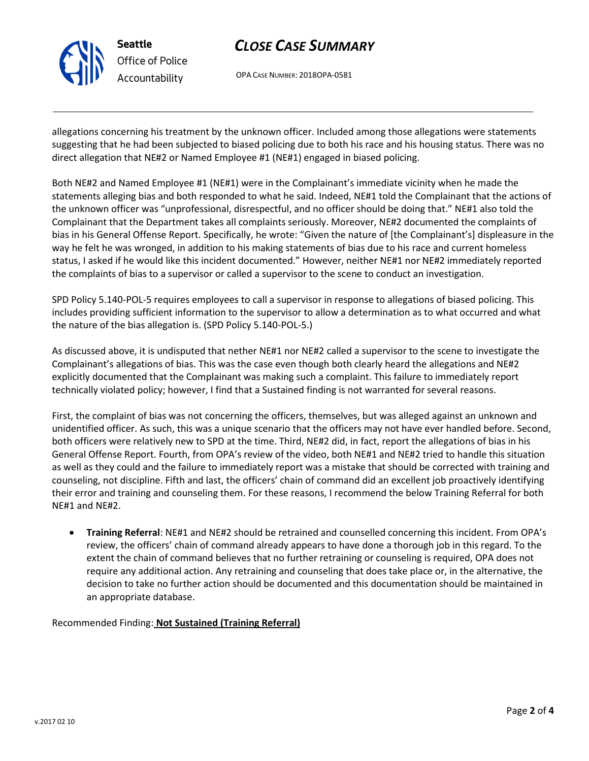allegations concerning his treatment by the unknown officer. Included among those allegations were statements suggesting that he had been subjected to biased policing due to both his race and his housing status. There was no direct allegation that NE#2 or Named Employee #1 (NE#1) engaged in biased policing.

Both NE#2 and Named Employee #1 (NE#1) were in the Complainant's immediate vicinity when he made the statements alleging bias and both responded to what he said. Indeed, NE#1 told the Complainant that the actions of the unknown officer was "unprofessional, disrespectful, and no officer should be doing that." NE#1 also told the Complainant that the Department takes all complaints seriously. Moreover, NE#2 documented the complaints of bias in his General Offense Report. Specifically, he wrote: "Given the nature of [the Complainant's] displeasure in the way he felt he was wronged, in addition to his making statements of bias due to his race and current homeless status, I asked if he would like this incident documented." However, neither NE#1 nor NE#2 immediately reported the complaints of bias to a supervisor or called a supervisor to the scene to conduct an investigation.

SPD Policy 5.140-POL-5 requires employees to call a supervisor in response to allegations of biased policing. This includes providing sufficient information to the supervisor to allow a determination as to what occurred and what the nature of the bias allegation is. (SPD Policy 5.140-POL-5.)

As discussed above, it is undisputed that nether NE#1 nor NE#2 called a supervisor to the scene to investigate the Complainant's allegations of bias. This was the case even though both clearly heard the allegations and NE#2 explicitly documented that the Complainant was making such a complaint. This failure to immediately report technically violated policy; however, I find that a Sustained finding is not warranted for several reasons.

First, the complaint of bias was not concerning the officers, themselves, but was alleged against an unknown and unidentified officer. As such, this was a unique scenario that the officers may not have ever handled before. Second, both officers were relatively new to SPD at the time. Third, NE#2 did, in fact, report the allegations of bias in his General Offense Report. Fourth, from OPA's review of the video, both NE#1 and NE#2 tried to handle this situation as well as they could and the failure to immediately report was a mistake that should be corrected with training and counseling, not discipline. Fifth and last, the officers' chain of command did an excellent job proactively identifying their error and training and counseling them. For these reasons, I recommend the below Training Referral for both NE#1 and NE#2.

- **Training Referral**: NE#1 and NE#2 should be retrained and counselled concerning this incident. From OPA's review, the officers' chain of command already appears to have done a thorough job in this regard. To the extent the chain of command believes that no further retraining or counseling is required, OPA does not require any additional action. Any retraining and counseling that does take place or, in the alternative, the decision to take no further action should be documented and this documentation should be maintained in an appropriate database.

Recommended Finding: **Not Sustained (Training Referral)**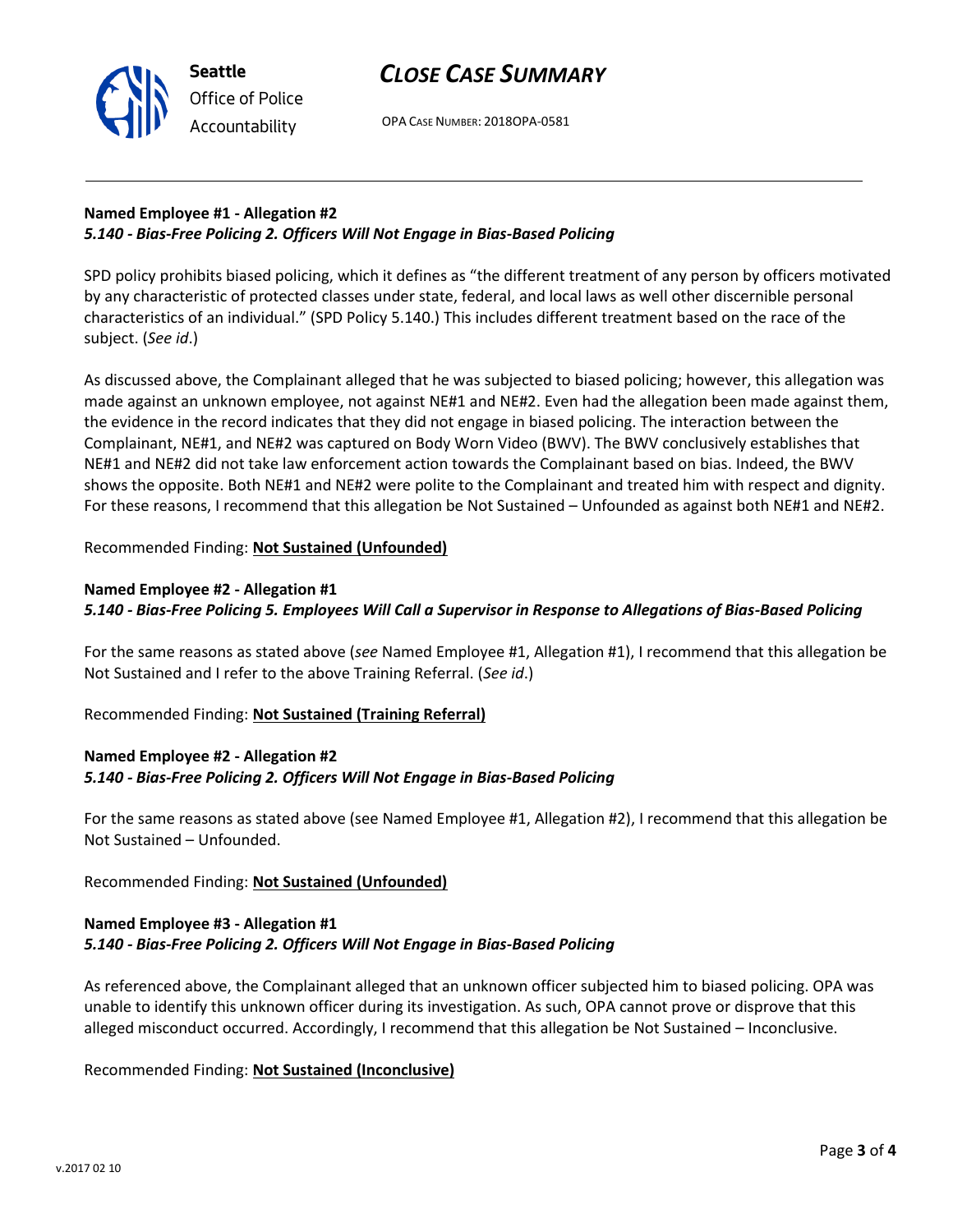**Named Employee #1 - Allegation #2**
***5.140 - Bias-Free Policing 2. Officers Will Not Engage in Bias-Based Policing***

SPD policy prohibits biased policing, which it defines as "the different treatment of any person by officers motivated by any characteristic of protected classes under state, federal, and local laws as well other discernible personal characteristics of an individual." (SPD Policy 5.140.) This includes different treatment based on the race of the subject. (*See id*.)

As discussed above, the Complainant alleged that he was subjected to biased policing; however, this allegation was made against an unknown employee, not against NE#1 and NE#2. Even had the allegation been made against them, the evidence in the record indicates that they did not engage in biased policing. The interaction between the Complainant, NE#1, and NE#2 was captured on Body Worn Video (BWV). The BWV conclusively establishes that NE#1 and NE#2 did not take law enforcement action towards the Complainant based on bias. Indeed, the BWV shows the opposite. Both NE#1 and NE#2 were polite to the Complainant and treated him with respect and dignity. For these reasons, I recommend that this allegation be Not Sustained – Unfounded as against both NE#1 and NE#2.

Recommended Finding: **Not Sustained (Unfounded)**

**Named Employee #2 - Allegation #1**
***5.140 - Bias-Free Policing 5. Employees Will Call a Supervisor in Response to Allegations of Bias-Based Policing***

For the same reasons as stated above (*see* Named Employee #1, Allegation #1), I recommend that this allegation be Not Sustained and I refer to the above Training Referral. (*See id*.)

Recommended Finding: **Not Sustained (Training Referral)**

**Named Employee #2 - Allegation #2**
***5.140 - Bias-Free Policing 2. Officers Will Not Engage in Bias-Based Policing***

For the same reasons as stated above (see Named Employee #1, Allegation #2), I recommend that this allegation be Not Sustained – Unfounded.

Recommended Finding: **Not Sustained (Unfounded)**

**Named Employee #3 - Allegation #1**
***5.140 - Bias-Free Policing 2. Officers Will Not Engage in Bias-Based Policing***

As referenced above, the Complainant alleged that an unknown officer subjected him to biased policing. OPA was unable to identify this unknown officer during its investigation. As such, OPA cannot prove or disprove that this alleged misconduct occurred. Accordingly, I recommend that this allegation be Not Sustained – Inconclusive.

Recommended Finding: **Not Sustained (Inconclusive)**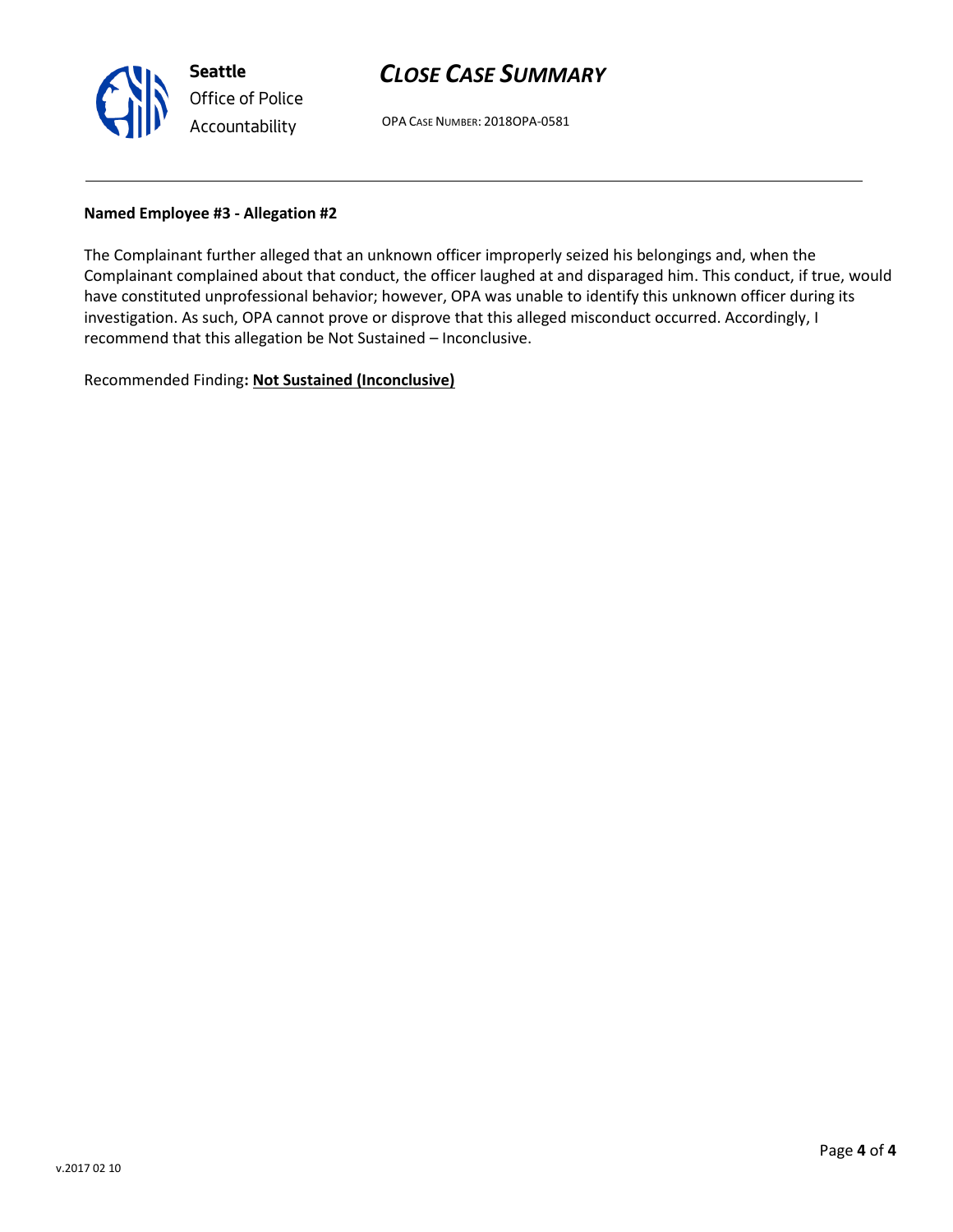**Named Employee #3 - Allegation #2**

The Complainant further alleged that an unknown officer improperly seized his belongings and, when the Complainant complained about that conduct, the officer laughed at and disparaged him. This conduct, if true, would have constituted unprofessional behavior; however, OPA was unable to identify this unknown officer during its investigation. As such, OPA cannot prove or disprove that this alleged misconduct occurred. Accordingly, I recommend that this allegation be Not Sustained – Inconclusive.

Recommended Finding**: Not Sustained (Inconclusive)**